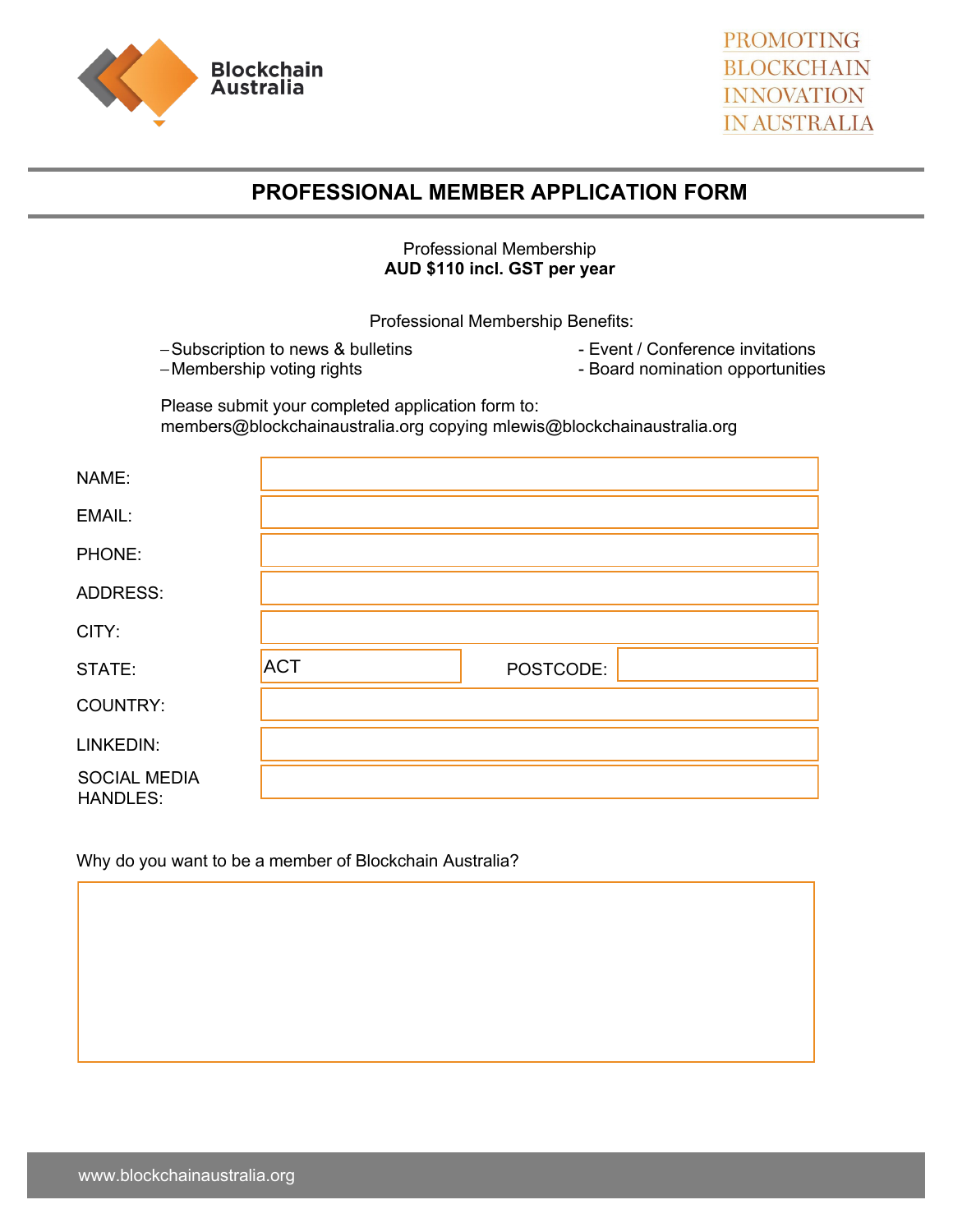Blockchain Australia

PROMOTING BLOCKCHAIN INNOVATION IN AUSTRALIA

# PROFESSIONAL MEMBER APPLICATION FORM

Professional Membership
**AUD $110 incl. GST per year**

Professional Membership Benefits:

- Subscription to news & bulletins
- Membership voting rights
- Event / Conference invitations
- Board nomination opportunities

Please submit your completed application form to:
members@blockchainaustralia.org copying mlewis@blockchainaustralia.org

NAME:

EMAIL:

PHONE:

ADDRESS:

CITY:

STATE: ACT POSTCODE:

COUNTRY:

LINKEDIN:

SOCIAL MEDIA HANDLES:

Why do you want to be a member of Blockchain Australia?

www.blockchainaustralia.org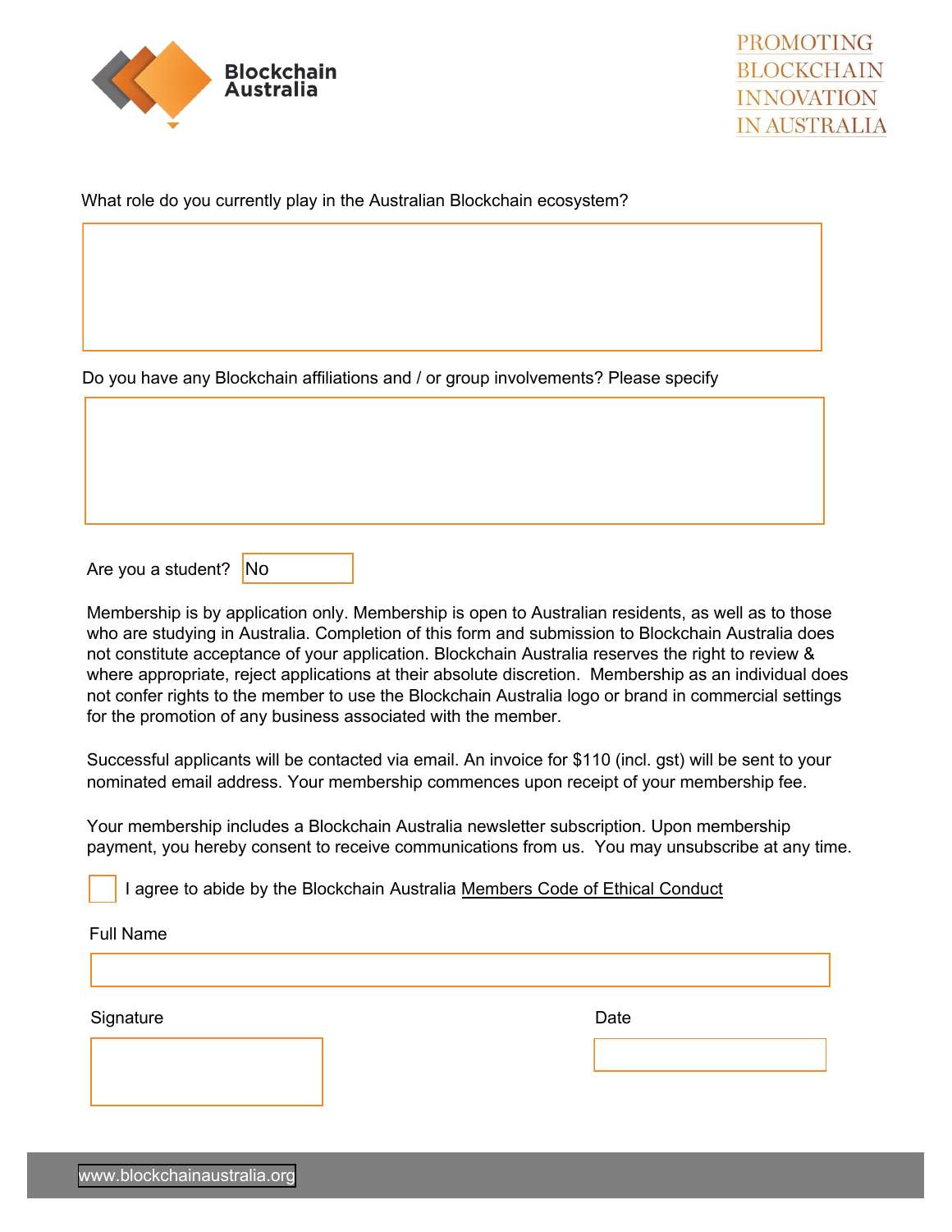Blockchain Australia

PROMOTING BLOCKCHAIN INNOVATION IN AUSTRALIA

What role do you currently play in the Australian Blockchain ecosystem?

Do you have any Blockchain affiliations and / or group involvements? Please specify

Are you a student? No

Membership is by application only. Membership is open to Australian residents, as well as to those who are studying in Australia. Completion of this form and submission to Blockchain Australia does not constitute acceptance of your application. Blockchain Australia reserves the right to review & where appropriate, reject applications at their absolute discretion. Membership as an individual does not confer rights to the member to use the Blockchain Australia logo or brand in commercial settings for the promotion of any business associated with the member.

Successful applicants will be contacted via email. An invoice for $110 (incl. gst) will be sent to your nominated email address. Your membership commences upon receipt of your membership fee.

Your membership includes a Blockchain Australia newsletter subscription. Upon membership payment, you hereby consent to receive communications from us. You may unsubscribe at any time.

☐ I agree to abide by the Blockchain Australia Members Code of Ethical Conduct

Full Name

Signature

Date

www.blockchainaustralia.org